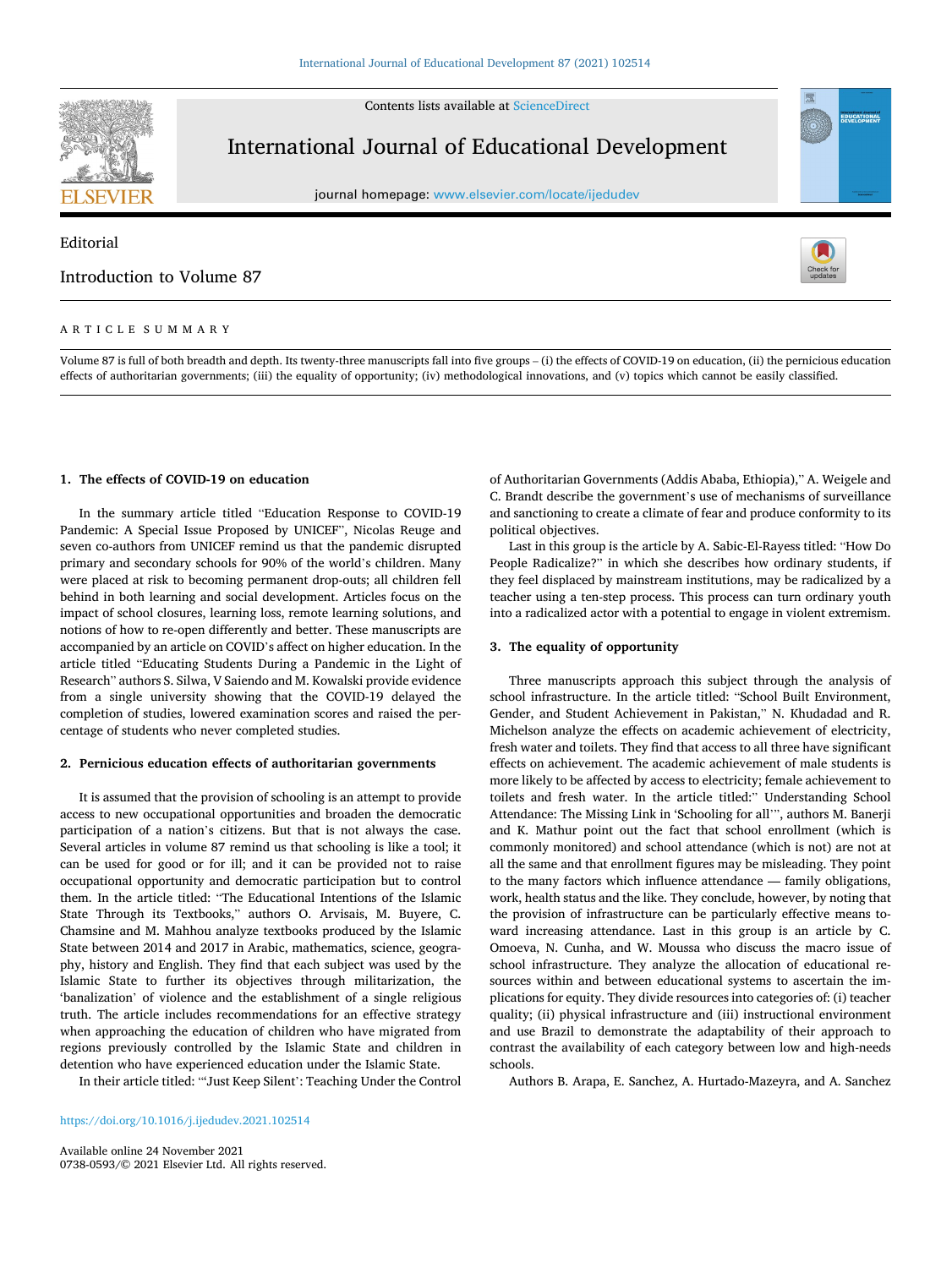Editorial

# Introduction to Volume 87

ARTICLE SUMMARY

Volume 87 is full of both breadth and depth. Its twenty-three manuscripts fall into five groups – (i) the effects of COVID-19 on education, (ii) the pernicious education effects of authoritarian governments; (iii) the equality of opportunity; (iv) methodological innovations, and (v) topics which cannot be easily classified.

## 1. The effects of COVID-19 on education

In the summary article titled "Education Response to COVID-19 Pandemic: A Special Issue Proposed by UNICEF", Nicolas Reuge and seven co-authors from UNICEF remind us that the pandemic disrupted primary and secondary schools for 90% of the world's children. Many were placed at risk to becoming permanent drop-outs; all children fell behind in both learning and social development. Articles focus on the impact of school closures, learning loss, remote learning solutions, and notions of how to re-open differently and better. These manuscripts are accompanied by an article on COVID's affect on higher education. In the article titled "Educating Students During a Pandemic in the Light of Research" authors S. Silwa, V Saiendo and M. Kowalski provide evidence from a single university showing that the COVID-19 delayed the completion of studies, lowered examination scores and raised the percentage of students who never completed studies.

## 2. Pernicious education effects of authoritarian governments

It is assumed that the provision of schooling is an attempt to provide access to new occupational opportunities and broaden the democratic participation of a nation's citizens. But that is not always the case. Several articles in volume 87 remind us that schooling is like a tool; it can be used for good or for ill; and it can be provided not to raise occupational opportunity and democratic participation but to control them. In the article titled: "The Educational Intentions of the Islamic State Through its Textbooks," authors O. Arvisais, M. Buyere, C. Chamsine and M. Mahhou analyze textbooks produced by the Islamic State between 2014 and 2017 in Arabic, mathematics, science, geography, history and English. They find that each subject was used by the Islamic State to further its objectives through militarization, the 'banalization' of violence and the establishment of a single religious truth. The article includes recommendations for an effective strategy when approaching the education of children who have migrated from regions previously controlled by the Islamic State and children in detention who have experienced education under the Islamic State.

In their article titled: "'Just Keep Silent': Teaching Under the Control of Authoritarian Governments (Addis Ababa, Ethiopia)," A. Weigele and C. Brandt describe the government's use of mechanisms of surveillance and sanctioning to create a climate of fear and produce conformity to its political objectives.

Last in this group is the article by A. Sabic-El-Rayess titled: "How Do People Radicalize?" in which she describes how ordinary students, if they feel displaced by mainstream institutions, may be radicalized by a teacher using a ten-step process. This process can turn ordinary youth into a radicalized actor with a potential to engage in violent extremism.

## 3. The equality of opportunity

Three manuscripts approach this subject through the analysis of school infrastructure. In the article titled: "School Built Environment, Gender, and Student Achievement in Pakistan," N. Khudadad and R. Michelson analyze the effects on academic achievement of electricity, fresh water and toilets. They find that access to all three have significant effects on achievement. The academic achievement of male students is more likely to be affected by access to electricity; female achievement to toilets and fresh water. In the article titled:" Understanding School Attendance: The Missing Link in 'Schooling for all'", authors M. Banerji and K. Mathur point out the fact that school enrollment (which is commonly monitored) and school attendance (which is not) are not at all the same and that enrollment figures may be misleading. They point to the many factors which influence attendance — family obligations, work, health status and the like. They conclude, however, by noting that the provision of infrastructure can be particularly effective means toward increasing attendance. Last in this group is an article by C. Omoeva, N. Cunha, and W. Moussa who discuss the macro issue of school infrastructure. They analyze the allocation of educational resources within and between educational systems to ascertain the implications for equity. They divide resources into categories of: (i) teacher quality; (ii) physical infrastructure and (iii) instructional environment and use Brazil to demonstrate the adaptability of their approach to contrast the availability of each category between low and high-needs schools.

Authors B. Arapa, E. Sanchez, A. Hurtado-Mazeyra, and A. Sanchez

https://doi.org/10.1016/j.ijedudev.2021.102514

Available online 24 November 2021

0738-0593/© 2021 Elsevier Ltd. All rights reserved.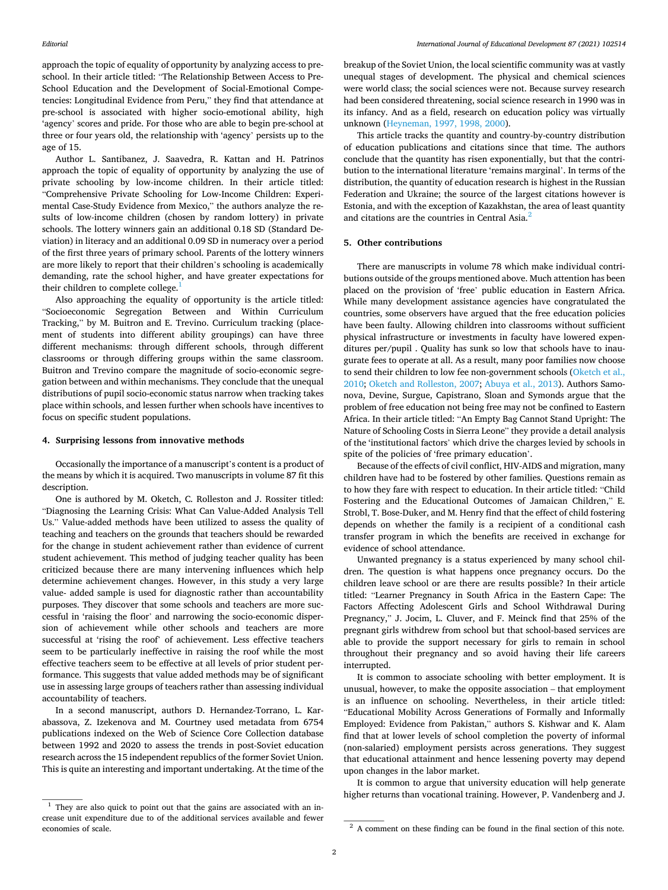approach the topic of equality of opportunity by analyzing access to pre-school. In their article titled: "The Relationship Between Access to Pre-School Education and the Development of Social-Emotional Competencies: Longitudinal Evidence from Peru," they find that attendance at pre-school is associated with higher socio-emotional ability, high 'agency' scores and pride. For those who are able to begin pre-school at three or four years old, the relationship with 'agency' persists up to the age of 15.

Author L. Santibanez, J. Saavedra, R. Kattan and H. Patrinos approach the topic of equality of opportunity by analyzing the use of private schooling by low-income children. In their article titled: "Comprehensive Private Schooling for Low-Income Children: Experimental Case-Study Evidence from Mexico," the authors analyze the results of low-income children (chosen by random lottery) in private schools. The lottery winners gain an additional 0.18 SD (Standard Deviation) in literacy and an additional 0.09 SD in numeracy over a period of the first three years of primary school. Parents of the lottery winners are more likely to report that their children's schooling is academically demanding, rate the school higher, and have greater expectations for their children to complete college.[1]

Also approaching the equality of opportunity is the article titled: "Socioeconomic Segregation Between and Within Curriculum Tracking," by M. Buitron and E. Trevino. Curriculum tracking (placement of students into different ability groupings) can have three different mechanisms: through different schools, through different classrooms or through differing groups within the same classroom. Buitron and Trevino compare the magnitude of socio-economic segregation between and within mechanisms. They conclude that the unequal distributions of pupil socio-economic status narrow when tracking takes place within schools, and lessen further when schools have incentives to focus on specific student populations.

## 4. Surprising lessons from innovative methods

Occasionally the importance of a manuscript's content is a product of the means by which it is acquired. Two manuscripts in volume 87 fit this description.

One is authored by M. Oketch, C. Rolleston and J. Rossiter titled: "Diagnosing the Learning Crisis: What Can Value-Added Analysis Tell Us." Value-added methods have been utilized to assess the quality of teaching and teachers on the grounds that teachers should be rewarded for the change in student achievement rather than evidence of current student achievement. This method of judging teacher quality has been criticized because there are many intervening influences which help determine achievement changes. However, in this study a very large value- added sample is used for diagnostic rather than accountability purposes. They discover that some schools and teachers are more successful in 'raising the floor' and narrowing the socio-economic dispersion of achievement while other schools and teachers are more successful at 'rising the roof' of achievement. Less effective teachers seem to be particularly ineffective in raising the roof while the most effective teachers seem to be effective at all levels of prior student performance. This suggests that value added methods may be of significant use in assessing large groups of teachers rather than assessing individual accountability of teachers.

In a second manuscript, authors D. Hernandez-Torrano, L. Karabassova, Z. Izekenova and M. Courtney used metadata from 6754 publications indexed on the Web of Science Core Collection database between 1992 and 2020 to assess the trends in post-Soviet education research across the 15 independent republics of the former Soviet Union. This is quite an interesting and important undertaking. At the time of the breakup of the Soviet Union, the local scientific community was at vastly unequal stages of development. The physical and chemical sciences were world class; the social sciences were not. Because survey research had been considered threatening, social science research in 1990 was in its infancy. And as a field, research on education policy was virtually unknown (Heyneman, 1997, 1998, 2000).

This article tracks the quantity and country-by-country distribution of education publications and citations since that time. The authors conclude that the quantity has risen exponentially, but that the contribution to the international literature 'remains marginal'. In terms of the distribution, the quantity of education research is highest in the Russian Federation and Ukraine; the source of the largest citations however is Estonia, and with the exception of Kazakhstan, the area of least quantity and citations are the countries in Central Asia.[2]

## 5. Other contributions

There are manuscripts in volume 78 which make individual contributions outside of the groups mentioned above. Much attention has been placed on the provision of 'free' public education in Eastern Africa. While many development assistance agencies have congratulated the countries, some observers have argued that the free education policies have been faulty. Allowing children into classrooms without sufficient physical infrastructure or investments in faculty have lowered expenditures per/pupil . Quality has sunk so low that schools have to inaugurate fees to operate at all. As a result, many poor families now choose to send their children to low fee non-government schools (Oketch et al., 2010; Oketch and Rolleston, 2007; Abuya et al., 2013). Authors Samonova, Devine, Surgue, Capistrano, Sloan and Symonds argue that the problem of free education not being free may not be confined to Eastern Africa. In their article titled: "An Empty Bag Cannot Stand Upright: The Nature of Schooling Costs in Sierra Leone" they provide a detail analysis of the 'institutional factors' which drive the charges levied by schools in spite of the policies of 'free primary education'.

Because of the effects of civil conflict, HIV-AIDS and migration, many children have had to be fostered by other families. Questions remain as to how they fare with respect to education. In their article titled: "Child Fostering and the Educational Outcomes of Jamaican Children," E. Strobl, T. Bose-Duker, and M. Henry find that the effect of child fostering depends on whether the family is a recipient of a conditional cash transfer program in which the benefits are received in exchange for evidence of school attendance.

Unwanted pregnancy is a status experienced by many school children. The question is what happens once pregnancy occurs. Do the children leave school or are there are results possible? In their article titled: "Learner Pregnancy in South Africa in the Eastern Cape: The Factors Affecting Adolescent Girls and School Withdrawal During Pregnancy," J. Jocim, L. Cluver, and F. Meinck find that 25% of the pregnant girls withdrew from school but that school-based services are able to provide the support necessary for girls to remain in school throughout their pregnancy and so avoid having their life careers interrupted.

It is common to associate schooling with better employment. It is unusual, however, to make the opposite association – that employment is an influence on schooling. Nevertheless, in their article titled: "Educational Mobility Across Generations of Formally and Informally Employed: Evidence from Pakistan," authors S. Kishwar and K. Alam find that at lower levels of school completion the poverty of informal (non-salaried) employment persists across generations. They suggest that educational attainment and hence lessening poverty may depend upon changes in the labor market.

It is common to argue that university education will help generate higher returns than vocational training. However, P. Vandenberg and J.

---

[1] They are also quick to point out that the gains are associated with an increase unit expenditure due to of the additional services available and fewer economies of scale.

[2] A comment on these finding can be found in the final section of this note.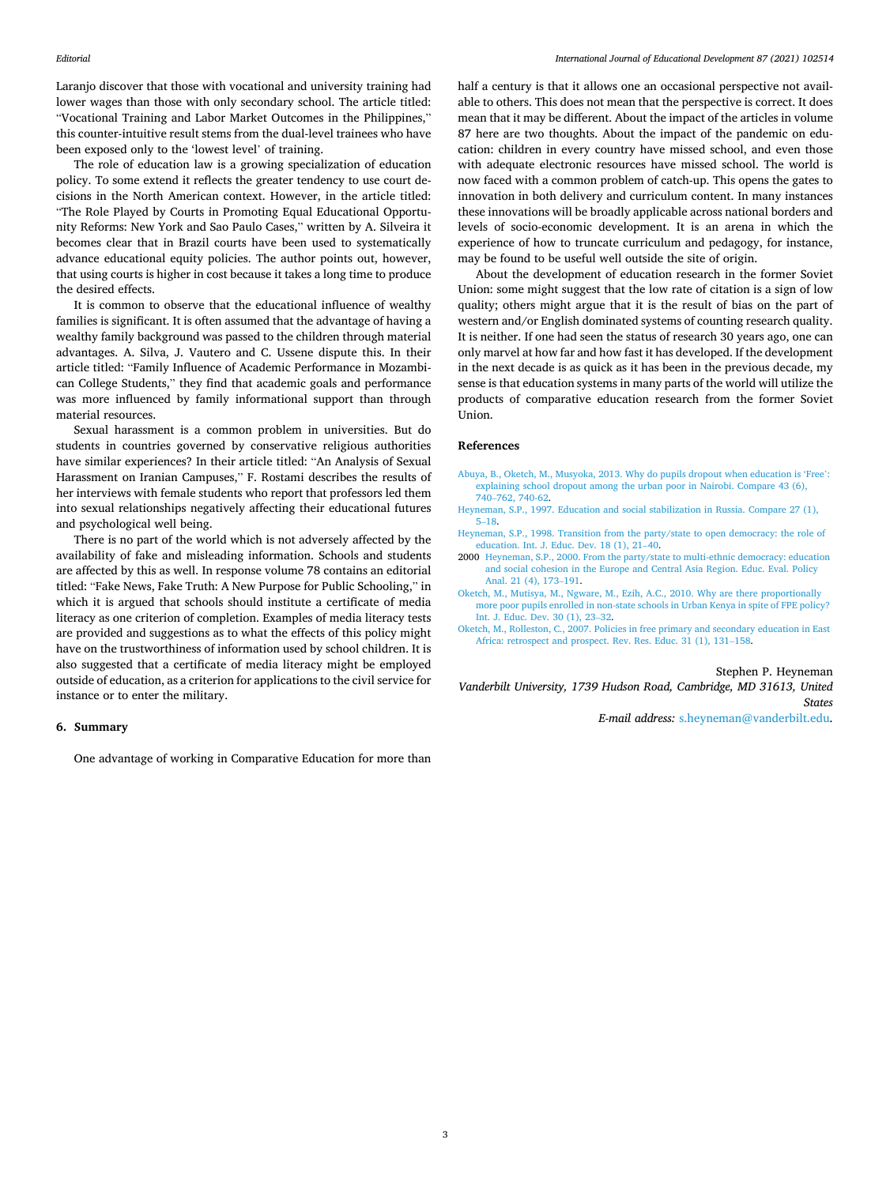Laranjo discover that those with vocational and university training had lower wages than those with only secondary school. The article titled: "Vocational Training and Labor Market Outcomes in the Philippines," this counter-intuitive result stems from the dual-level trainees who have been exposed only to the 'lowest level' of training.

The role of education law is a growing specialization of education policy. To some extend it reflects the greater tendency to use court decisions in the North American context. However, in the article titled: "The Role Played by Courts in Promoting Equal Educational Opportunity Reforms: New York and Sao Paulo Cases," written by A. Silveira it becomes clear that in Brazil courts have been used to systematically advance educational equity policies. The author points out, however, that using courts is higher in cost because it takes a long time to produce the desired effects.

It is common to observe that the educational influence of wealthy families is significant. It is often assumed that the advantage of having a wealthy family background was passed to the children through material advantages. A. Silva, J. Vautero and C. Ussene dispute this. In their article titled: "Family Influence of Academic Performance in Mozambican College Students," they find that academic goals and performance was more influenced by family informational support than through material resources.

Sexual harassment is a common problem in universities. But do students in countries governed by conservative religious authorities have similar experiences? In their article titled: "An Analysis of Sexual Harassment on Iranian Campuses," F. Rostami describes the results of her interviews with female students who report that professors led them into sexual relationships negatively affecting their educational futures and psychological well being.

There is no part of the world which is not adversely affected by the availability of fake and misleading information. Schools and students are affected by this as well. In response volume 78 contains an editorial titled: "Fake News, Fake Truth: A New Purpose for Public Schooling," in which it is argued that schools should institute a certificate of media literacy as one criterion of completion. Examples of media literacy tests are provided and suggestions as to what the effects of this policy might have on the trustworthiness of information used by school children. It is also suggested that a certificate of media literacy might be employed outside of education, as a criterion for applications to the civil service for instance or to enter the military.

## 6. Summary

One advantage of working in Comparative Education for more than half a century is that it allows one an occasional perspective not available to others. This does not mean that the perspective is correct. It does mean that it may be different. About the impact of the articles in volume 87 here are two thoughts. About the impact of the pandemic on education: children in every country have missed school, and even those with adequate electronic resources have missed school. The world is now faced with a common problem of catch-up. This opens the gates to innovation in both delivery and curriculum content. In many instances these innovations will be broadly applicable across national borders and levels of socio-economic development. It is an arena in which the experience of how to truncate curriculum and pedagogy, for instance, may be found to be useful well outside the site of origin.

About the development of education research in the former Soviet Union: some might suggest that the low rate of citation is a sign of low quality; others might argue that it is the result of bias on the part of western and/or English dominated systems of counting research quality. It is neither. If one had seen the status of research 30 years ago, one can only marvel at how far and how fast it has developed. If the development in the next decade is as quick as it has been in the previous decade, my sense is that education systems in many parts of the world will utilize the products of comparative education research from the former Soviet Union.

## References

Abuya, B., Oketch, M., Musyoka, 2013. Why do pupils dropout when education is 'Free': explaining school dropout among the urban poor in Nairobi. Compare 43 (6), 740–762, 740-62.

Heyneman, S.P., 1997. Education and social stabilization in Russia. Compare 27 (1), 5–18.

Heyneman, S.P., 1998. Transition from the party/state to open democracy: the role of education. Int. J. Educ. Dev. 18 (1), 21–40.

2000 Heyneman, S.P., 2000. From the party/state to multi-ethnic democracy: education and social cohesion in the Europe and Central Asia Region. Educ. Eval. Policy Anal. 21 (4), 173–191.

Oketch, M., Mutisya, M., Ngware, M., Ezih, A.C., 2010. Why are there proportionally more poor pupils enrolled in non-state schools in Urban Kenya in spite of FPE policy? Int. J. Educ. Dev. 30 (1), 23–32.

Oketch, M., Rolleston, C., 2007. Policies in free primary and secondary education in East Africa: retrospect and prospect. Rev. Res. Educ. 31 (1), 131–158.

Stephen P. Heyneman

*Vanderbilt University, 1739 Hudson Road, Cambridge, MD 31613, United States*

*E-mail address:* s.heyneman@vanderbilt.edu.